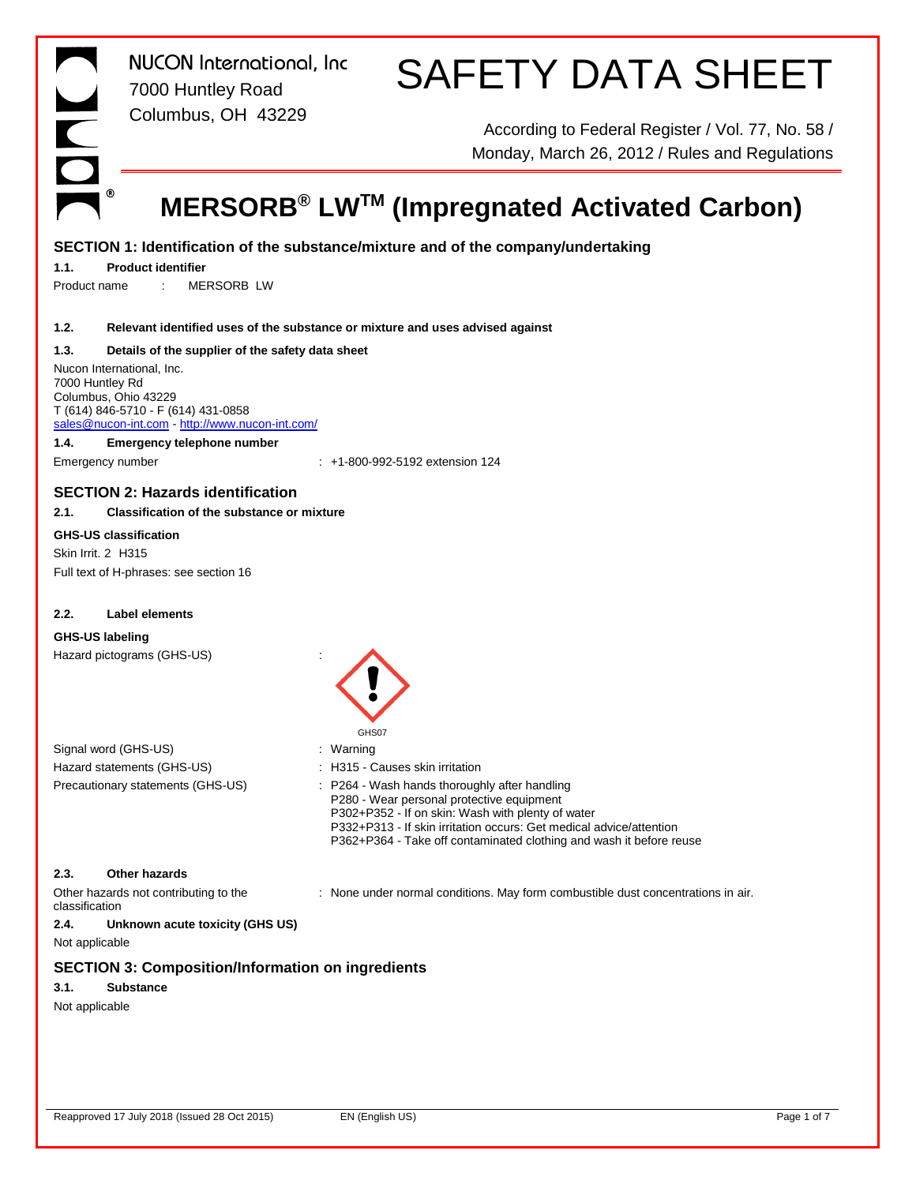NUCON International, Inc
7000 Huntley Road
Columbus, OH 43229

# SAFETY DATA SHEET

According to Federal Register / Vol. 77, No. 58 / Monday, March 26, 2012 / Rules and Regulations

# MERSORB® LW™ (Impregnated Activated Carbon)

## SECTION 1: Identification of the substance/mixture and of the company/undertaking

### 1.1. Product identifier

Product name : MERSORB LW

### 1.2. Relevant identified uses of the substance or mixture and uses advised against

### 1.3. Details of the supplier of the safety data sheet

Nucon International, Inc.
7000 Huntley Rd
Columbus, Ohio 43229
T (614) 846-5710 - F (614) 431-0858
sales@nucon-int.com - http://www.nucon-int.com/

### 1.4. Emergency telephone number

Emergency number : +1-800-992-5192 extension 124

## SECTION 2: Hazards identification

### 2.1. Classification of the substance or mixture

**GHS-US classification**

Skin Irrit. 2 H315

Full text of H-phrases: see section 16

### 2.2. Label elements

**GHS-US labeling**

Hazard pictograms (GHS-US) :

GHS07

Signal word (GHS-US) : Warning

Hazard statements (GHS-US) : H315 - Causes skin irritation

Precautionary statements (GHS-US) :
- P264 - Wash hands thoroughly after handling
- P280 - Wear personal protective equipment
- P302+P352 - If on skin: Wash with plenty of water
- P332+P313 - If skin irritation occurs: Get medical advice/attention
- P362+P364 - Take off contaminated clothing and wash it before reuse

### 2.3. Other hazards

Other hazards not contributing to the classification : None under normal conditions. May form combustible dust concentrations in air.

### 2.4. Unknown acute toxicity (GHS US)

Not applicable

## SECTION 3: Composition/Information on ingredients

### 3.1. Substance

Not applicable

Reapproved 17 July 2018 (Issued 28 Oct 2015) EN (English US)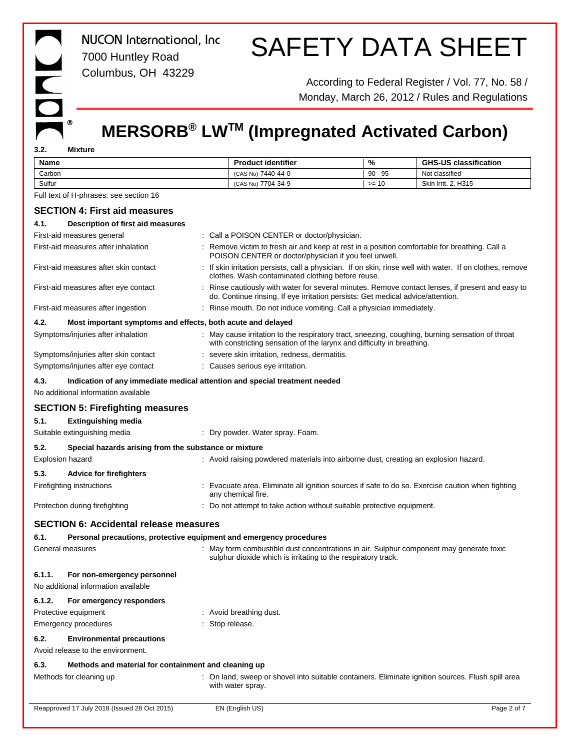### 3.2. Mixture

| Name | Product identifier | % | GHS-US classification |
|---|---|---|---|
| Carbon | (CAS No) 7440-44-0 | 90 - 95 | Not classified |
| Sulfur | (CAS No) 7704-34-9 | >= 10 | Skin Irrit. 2, H315 |

Full text of H-phrases: see section 16

## SECTION 4: First aid measures

### 4.1. Description of first aid measures

First-aid measures general : Call a POISON CENTER or doctor/physician.

First-aid measures after inhalation : Remove victim to fresh air and keep at rest in a position comfortable for breathing. Call a POISON CENTER or doctor/physician if you feel unwell.

First-aid measures after skin contact : If skin irritation persists, call a physician. If on skin, rinse well with water. If on clothes, remove clothes. Wash contaminated clothing before reuse.

First-aid measures after eye contact : Rinse cautiously with water for several minutes. Remove contact lenses, if present and easy to do. Continue rinsing. If eye irritation persists: Get medical advice/attention.

First-aid measures after ingestion : Rinse mouth. Do not induce vomiting. Call a physician immediately.

### 4.2. Most important symptoms and effects, both acute and delayed

Symptoms/injuries after inhalation : May cause irritation to the respiratory tract, sneezing, coughing, burning sensation of throat with constricting sensation of the larynx and difficulty in breathing.

Symptoms/injuries after skin contact : severe skin irritation, redness, dermatitis.

Symptoms/injuries after eye contact : Causes serious eye irritation.

### 4.3. Indication of any immediate medical attention and special treatment needed

No additional information available

## SECTION 5: Firefighting measures

### 5.1. Extinguishing media

Suitable extinguishing media : Dry powder. Water spray. Foam.

### 5.2. Special hazards arising from the substance or mixture

Explosion hazard : Avoid raising powdered materials into airborne dust, creating an explosion hazard.

### 5.3. Advice for firefighters

Firefighting instructions : Evacuate area. Eliminate all ignition sources if safe to do so. Exercise caution when fighting any chemical fire.

Protection during firefighting : Do not attempt to take action without suitable protective equipment.

## SECTION 6: Accidental release measures

### 6.1. Personal precautions, protective equipment and emergency procedures

General measures : May form combustible dust concentrations in air. Sulphur component may generate toxic sulphur dioxide which is irritating to the respiratory track.

#### 6.1.1. For non-emergency personnel

No additional information available

#### 6.1.2. For emergency responders

Protective equipment : Avoid breathing dust.

Emergency procedures : Stop release.

### 6.2. Environmental precautions

Avoid release to the environment.

### 6.3. Methods and material for containment and cleaning up

Methods for cleaning up : On land, sweep or shovel into suitable containers. Eliminate ignition sources. Flush spill area with water spray.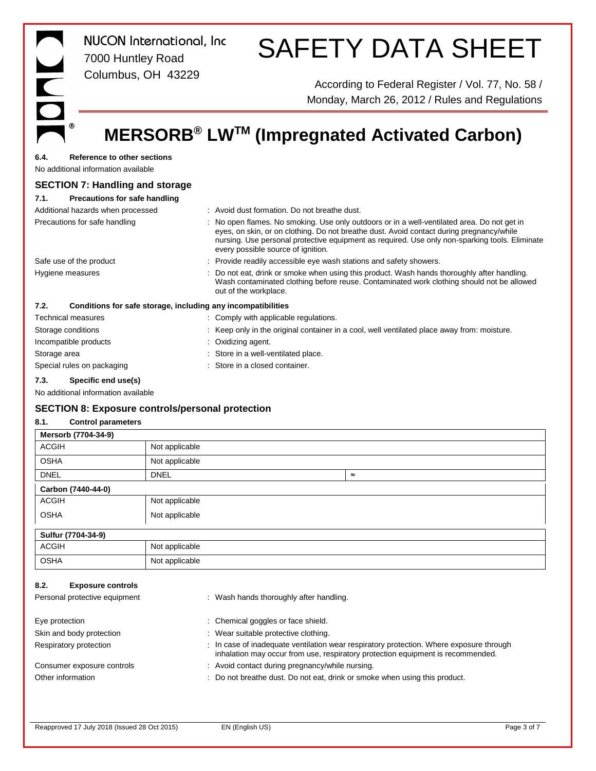### 6.4. Reference to other sections

No additional information available

## SECTION 7: Handling and storage

### 7.1. Precautions for safe handling

| | |
|---|---|
| Additional hazards when processed | : Avoid dust formation. Do not breathe dust. |
| Precautions for safe handling | : No open flames. No smoking. Use only outdoors or in a well-ventilated area. Do not get in eyes, on skin, or on clothing. Do not breathe dust. Avoid contact during pregnancy/while nursing. Use personal protective equipment as required. Use only non-sparking tools. Eliminate every possible source of ignition. |
| Safe use of the product | : Provide readily accessible eye wash stations and safety showers. |
| Hygiene measures | : Do not eat, drink or smoke when using this product. Wash hands thoroughly after handling. Wash contaminated clothing before reuse. Contaminated work clothing should not be allowed out of the workplace. |

### 7.2. Conditions for safe storage, including any incompatibilities

| | |
|---|---|
| Technical measures | : Comply with applicable regulations. |
| Storage conditions | : Keep only in the original container in a cool, well ventilated place away from: moisture. |
| Incompatible products | : Oxidizing agent. |
| Storage area | : Store in a well-ventilated place. |
| Special rules on packaging | : Store in a closed container. |

### 7.3. Specific end use(s)

No additional information available

## SECTION 8: Exposure controls/personal protection

### 8.1. Control parameters

| Mersorb (7704-34-9) | | |
|---|---|---|
| ACGIH | Not applicable | |
| OSHA | Not applicable | |
| DNEL | DNEL | ≈ |
| **Carbon (7440-44-0)** | | |
| ACGIH | Not applicable | |
| OSHA | Not applicable | |
| **Sulfur (7704-34-9)** | | |
| ACGIH | Not applicable | |
| OSHA | Not applicable | |

### 8.2. Exposure controls

| | |
|---|---|
| Personal protective equipment | : Wash hands thoroughly after handling. |
| Eye protection | : Chemical goggles or face shield. |
| Skin and body protection | : Wear suitable protective clothing. |
| Respiratory protection | : In case of inadequate ventilation wear respiratory protection. Where exposure through inhalation may occur from use, respiratory protection equipment is recommended. |
| Consumer exposure controls | : Avoid contact during pregnancy/while nursing. |
| Other information | : Do not breathe dust. Do not eat, drink or smoke when using this product. |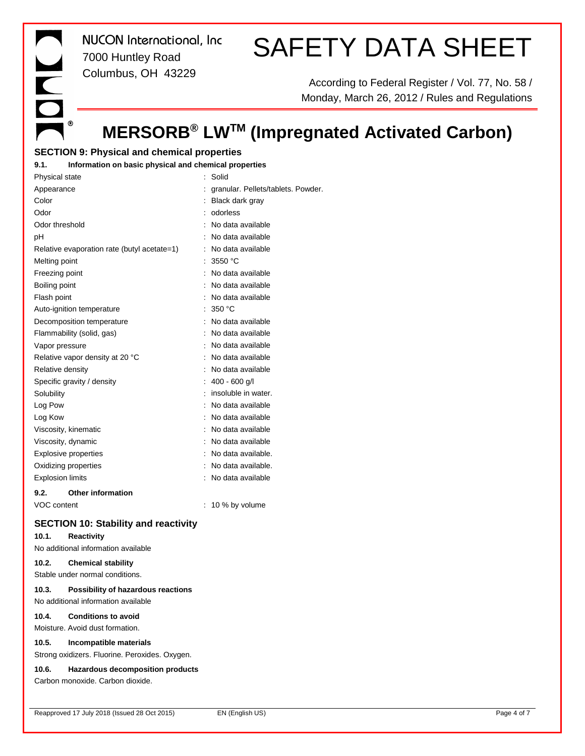## SECTION 9: Physical and chemical properties

### 9.1. Information on basic physical and chemical properties

| Property | Value |
|---|---|
| Physical state | Solid |
| Appearance | granular. Pellets/tablets. Powder. |
| Color | Black dark gray |
| Odor | odorless |
| Odor threshold | No data available |
| pH | No data available |
| Relative evaporation rate (butyl acetate=1) | No data available |
| Melting point | 3550 °C |
| Freezing point | No data available |
| Boiling point | No data available |
| Flash point | No data available |
| Auto-ignition temperature | 350 °C |
| Decomposition temperature | No data available |
| Flammability (solid, gas) | No data available |
| Vapor pressure | No data available |
| Relative vapor density at 20 °C | No data available |
| Relative density | No data available |
| Specific gravity / density | 400 - 600 g/l |
| Solubility | insoluble in water. |
| Log Pow | No data available |
| Log Kow | No data available |
| Viscosity, kinematic | No data available |
| Viscosity, dynamic | No data available |
| Explosive properties | No data available. |
| Oxidizing properties | No data available. |
| Explosion limits | No data available |

### 9.2. Other information

| Property | Value |
|---|---|
| VOC content | 10 % by volume |

## SECTION 10: Stability and reactivity

### 10.1. Reactivity

No additional information available

### 10.2. Chemical stability

Stable under normal conditions.

### 10.3. Possibility of hazardous reactions

No additional information available

### 10.4. Conditions to avoid

Moisture. Avoid dust formation.

### 10.5. Incompatible materials

Strong oxidizers. Fluorine. Peroxides. Oxygen.

### 10.6. Hazardous decomposition products

Carbon monoxide. Carbon dioxide.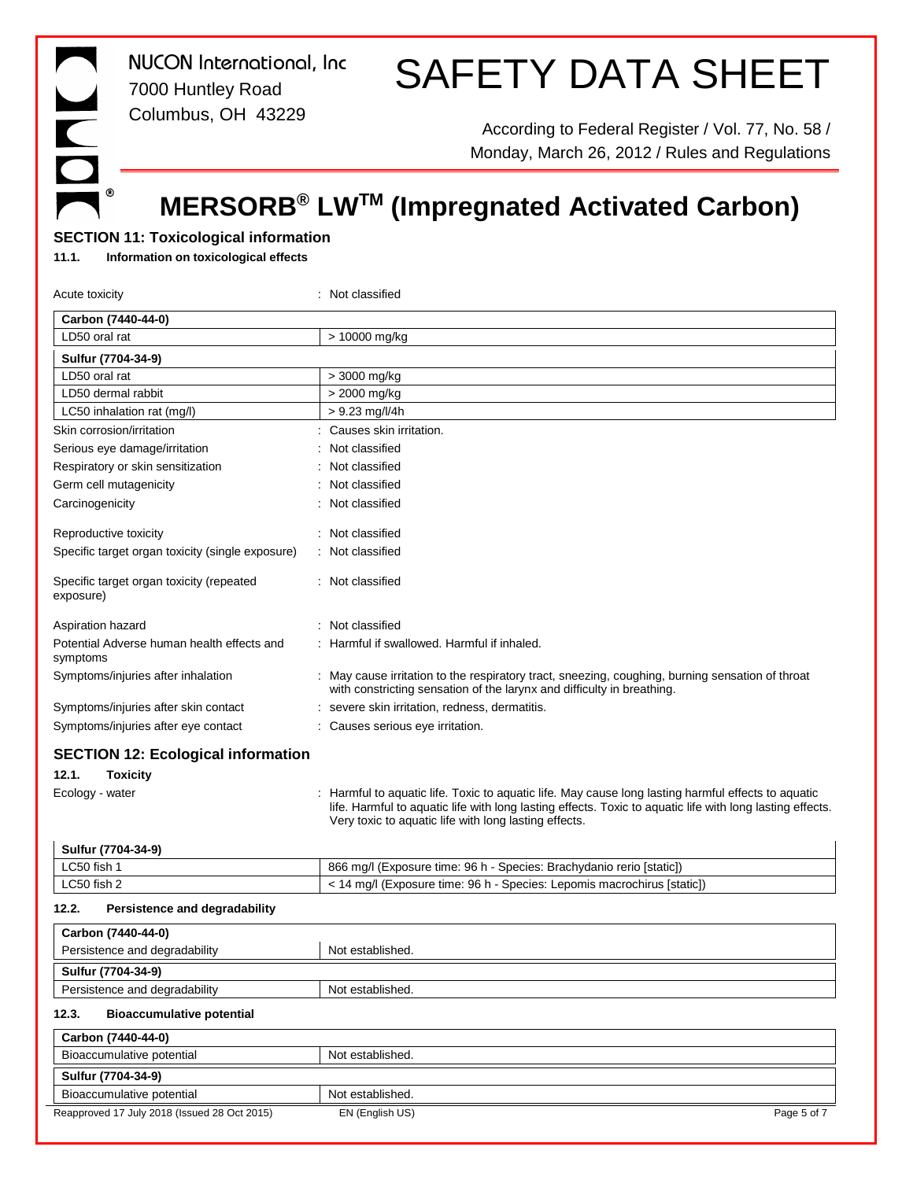## SECTION 11: Toxicological information

### 11.1. Information on toxicological effects

Acute toxicity : Not classified

| Carbon (7440-44-0) | |
|---|---|
| LD50 oral rat | > 10000 mg/kg |
| **Sulfur (7704-34-9)** | |
| LD50 oral rat | > 3000 mg/kg |
| LD50 dermal rabbit | > 2000 mg/kg |
| LC50 inhalation rat (mg/l) | > 9.23 mg/l/4h |

| | |
|---|---|
| Skin corrosion/irritation | : Causes skin irritation. |
| Serious eye damage/irritation | : Not classified |
| Respiratory or skin sensitization | : Not classified |
| Germ cell mutagenicity | : Not classified |
| Carcinogenicity | : Not classified |
| Reproductive toxicity | : Not classified |
| Specific target organ toxicity (single exposure) | : Not classified |
| Specific target organ toxicity (repeated exposure) | : Not classified |
| Aspiration hazard | : Not classified |
| Potential Adverse human health effects and symptoms | : Harmful if swallowed. Harmful if inhaled. |
| Symptoms/injuries after inhalation | : May cause irritation to the respiratory tract, sneezing, coughing, burning sensation of throat with constricting sensation of the larynx and difficulty in breathing. |
| Symptoms/injuries after skin contact | : severe skin irritation, redness, dermatitis. |
| Symptoms/injuries after eye contact | : Causes serious eye irritation. |

## SECTION 12: Ecological information

### 12.1. Toxicity

Ecology - water : Harmful to aquatic life. Toxic to aquatic life. May cause long lasting harmful effects to aquatic life. Harmful to aquatic life with long lasting effects. Toxic to aquatic life with long lasting effects. Very toxic to aquatic life with long lasting effects.

| Sulfur (7704-34-9) | |
|---|---|
| LC50 fish 1 | 866 mg/l (Exposure time: 96 h - Species: Brachydanio rerio [static]) |
| LC50 fish 2 | < 14 mg/l (Exposure time: 96 h - Species: Lepomis macrochirus [static]) |

### 12.2. Persistence and degradability

| Carbon (7440-44-0) | |
|---|---|
| Persistence and degradability | Not established. |
| **Sulfur (7704-34-9)** | |
| Persistence and degradability | Not established. |

### 12.3. Bioaccumulative potential

| Carbon (7440-44-0) | |
|---|---|
| Bioaccumulative potential | Not established. |
| **Sulfur (7704-34-9)** | |
| Bioaccumulative potential | Not established. |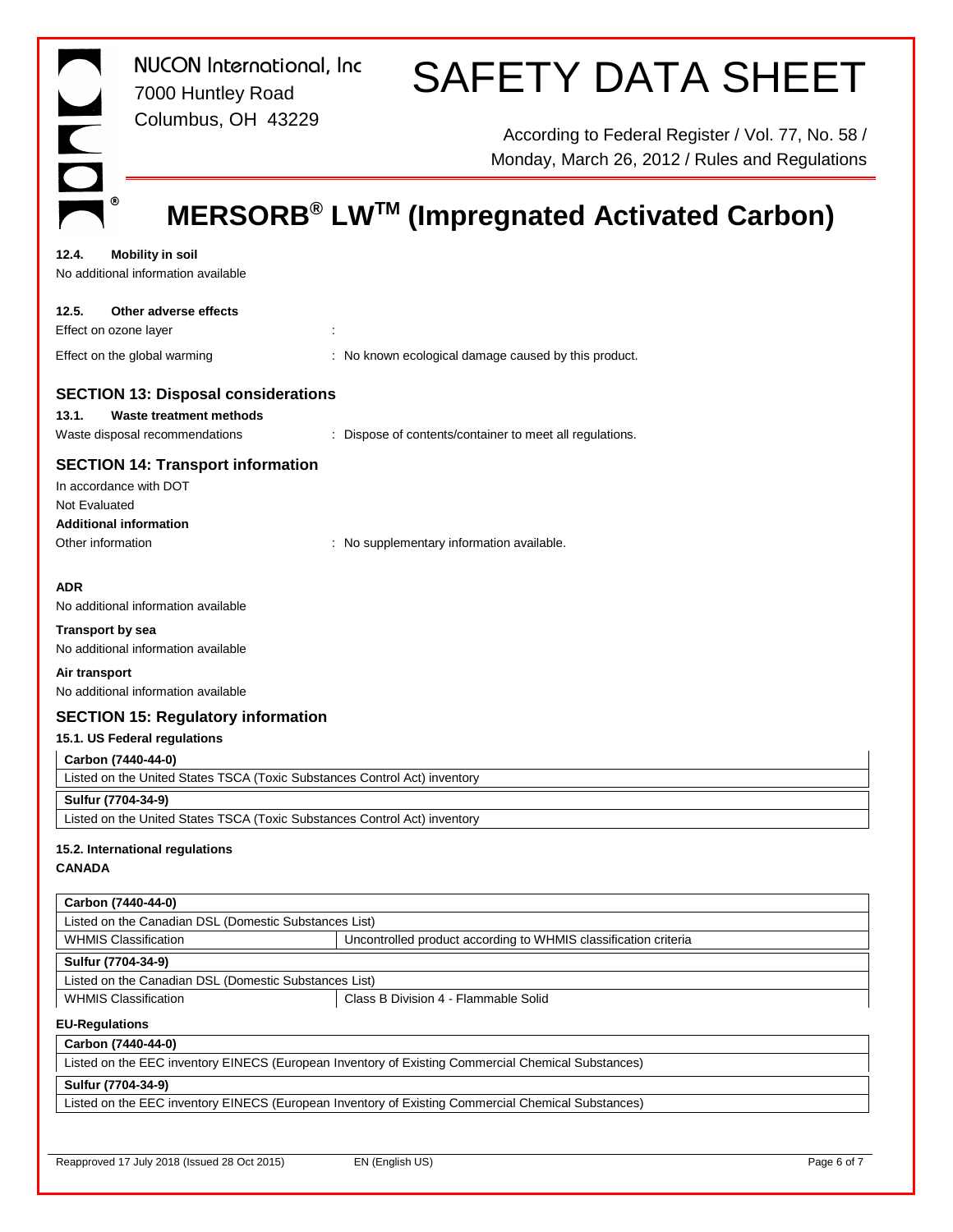#### 12.4. Mobility in soil

No additional information available

#### 12.5. Other adverse effects

Effect on ozone layer :

Effect on the global warming : No known ecological damage caused by this product.

## SECTION 13: Disposal considerations

#### 13.1. Waste treatment methods

Waste disposal recommendations : Dispose of contents/container to meet all regulations.

## SECTION 14: Transport information

In accordance with DOT

Not Evaluated

**Additional information**

Other information : No supplementary information available.

**ADR**

No additional information available

**Transport by sea**

No additional information available

**Air transport**

No additional information available

## SECTION 15: Regulatory information

### 15.1. US Federal regulations

| **Carbon (7440-44-0)** |
| --- |
| Listed on the United States TSCA (Toxic Substances Control Act) inventory |

| **Sulfur (7704-34-9)** |
| --- |
| Listed on the United States TSCA (Toxic Substances Control Act) inventory |

### 15.2. International regulations

**CANADA**

| **Carbon (7440-44-0)** | |
| --- | --- |
| Listed on the Canadian DSL (Domestic Substances List) | |
| WHMIS Classification | Uncontrolled product according to WHMIS classification criteria |

| **Sulfur (7704-34-9)** | |
| --- | --- |
| Listed on the Canadian DSL (Domestic Substances List) | |
| WHMIS Classification | Class B Division 4 - Flammable Solid |

**EU-Regulations**

| **Carbon (7440-44-0)** |
| --- |
| Listed on the EEC inventory EINECS (European Inventory of Existing Commercial Chemical Substances) |

| **Sulfur (7704-34-9)** |
| --- |
| Listed on the EEC inventory EINECS (European Inventory of Existing Commercial Chemical Substances) |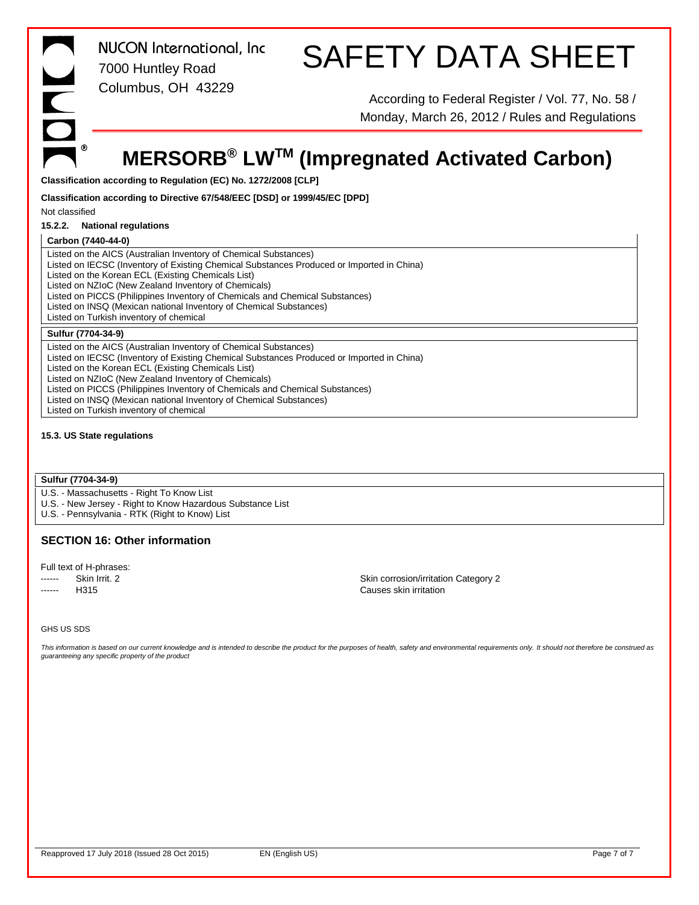**Classification according to Regulation (EC) No. 1272/2008 [CLP]**

**Classification according to Directive 67/548/EEC [DSD] or 1999/45/EC [DPD]**

Not classified

**15.2.2. National regulations**

| **Carbon (7440-44-0)** |
|---|
| Listed on the AICS (Australian Inventory of Chemical Substances)<br>Listed on IECSC (Inventory of Existing Chemical Substances Produced or Imported in China)<br>Listed on the Korean ECL (Existing Chemicals List)<br>Listed on NZIoC (New Zealand Inventory of Chemicals)<br>Listed on PICCS (Philippines Inventory of Chemicals and Chemical Substances)<br>Listed on INSQ (Mexican national Inventory of Chemical Substances)<br>Listed on Turkish inventory of chemical |

| **Sulfur (7704-34-9)** |
|---|
| Listed on the AICS (Australian Inventory of Chemical Substances)<br>Listed on IECSC (Inventory of Existing Chemical Substances Produced or Imported in China)<br>Listed on the Korean ECL (Existing Chemicals List)<br>Listed on NZIoC (New Zealand Inventory of Chemicals)<br>Listed on PICCS (Philippines Inventory of Chemicals and Chemical Substances)<br>Listed on INSQ (Mexican national Inventory of Chemical Substances)<br>Listed on Turkish inventory of chemical |

**15.3. US State regulations**

| **Sulfur (7704-34-9)** |
|---|
| U.S. - Massachusetts - Right To Know List<br>U.S. - New Jersey - Right to Know Hazardous Substance List<br>U.S. - Pennsylvania - RTK (Right to Know) List |

## SECTION 16: Other information

Full text of H-phrases:

| | | |
|---|---|---|
| ------ | Skin Irrit. 2 | Skin corrosion/irritation Category 2 |
| ------ | H315 | Causes skin irritation |

GHS US SDS

*This information is based on our current knowledge and is intended to describe the product for the purposes of health, safety and environmental requirements only. It should not therefore be construed as guaranteeing any specific property of the product*